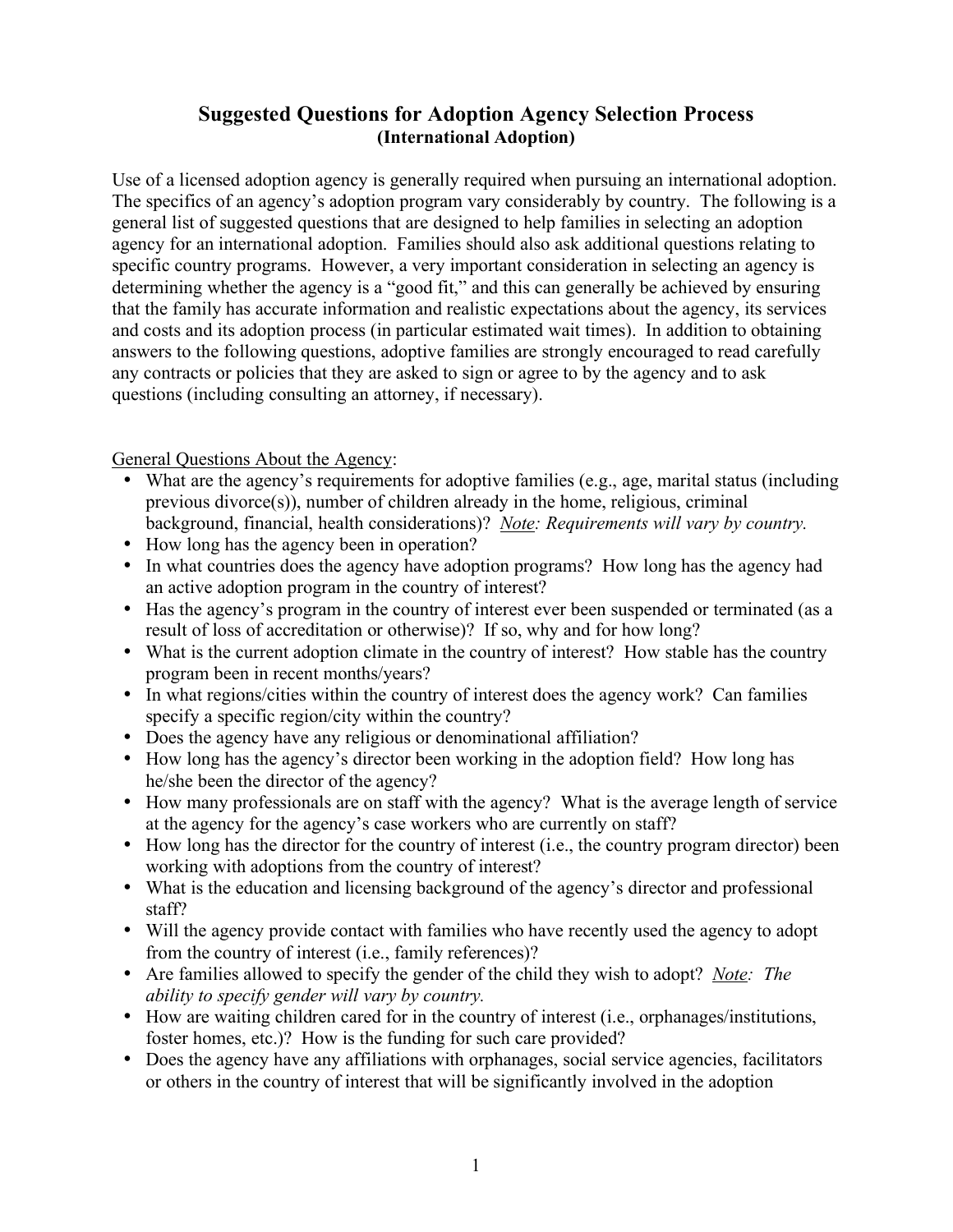# Suggested Questions for Adoption Agency Selection Process
## (International Adoption)

Use of a licensed adoption agency is generally required when pursuing an international adoption. The specifics of an agency's adoption program vary considerably by country. The following is a general list of suggested questions that are designed to help families in selecting an adoption agency for an international adoption. Families should also ask additional questions relating to specific country programs. However, a very important consideration in selecting an agency is determining whether the agency is a "good fit," and this can generally be achieved by ensuring that the family has accurate information and realistic expectations about the agency, its services and costs and its adoption process (in particular estimated wait times). In addition to obtaining answers to the following questions, adoptive families are strongly encouraged to read carefully any contracts or policies that they are asked to sign or agree to by the agency and to ask questions (including consulting an attorney, if necessary).

<u>General Questions About the Agency</u>:

- What are the agency's requirements for adoptive families (e.g., age, marital status (including previous divorce(s)), number of children already in the home, religious, criminal background, financial, health considerations)? *<u>Note</u>: Requirements will vary by country.*
- How long has the agency been in operation?
- In what countries does the agency have adoption programs? How long has the agency had an active adoption program in the country of interest?
- Has the agency's program in the country of interest ever been suspended or terminated (as a result of loss of accreditation or otherwise)? If so, why and for how long?
- What is the current adoption climate in the country of interest? How stable has the country program been in recent months/years?
- In what regions/cities within the country of interest does the agency work? Can families specify a specific region/city within the country?
- Does the agency have any religious or denominational affiliation?
- How long has the agency's director been working in the adoption field? How long has he/she been the director of the agency?
- How many professionals are on staff with the agency? What is the average length of service at the agency for the agency's case workers who are currently on staff?
- How long has the director for the country of interest (i.e., the country program director) been working with adoptions from the country of interest?
- What is the education and licensing background of the agency's director and professional staff?
- Will the agency provide contact with families who have recently used the agency to adopt from the country of interest (i.e., family references)?
- Are families allowed to specify the gender of the child they wish to adopt? *<u>Note</u>: The ability to specify gender will vary by country.*
- How are waiting children cared for in the country of interest (i.e., orphanages/institutions, foster homes, etc.)? How is the funding for such care provided?
- Does the agency have any affiliations with orphanages, social service agencies, facilitators or others in the country of interest that will be significantly involved in the adoption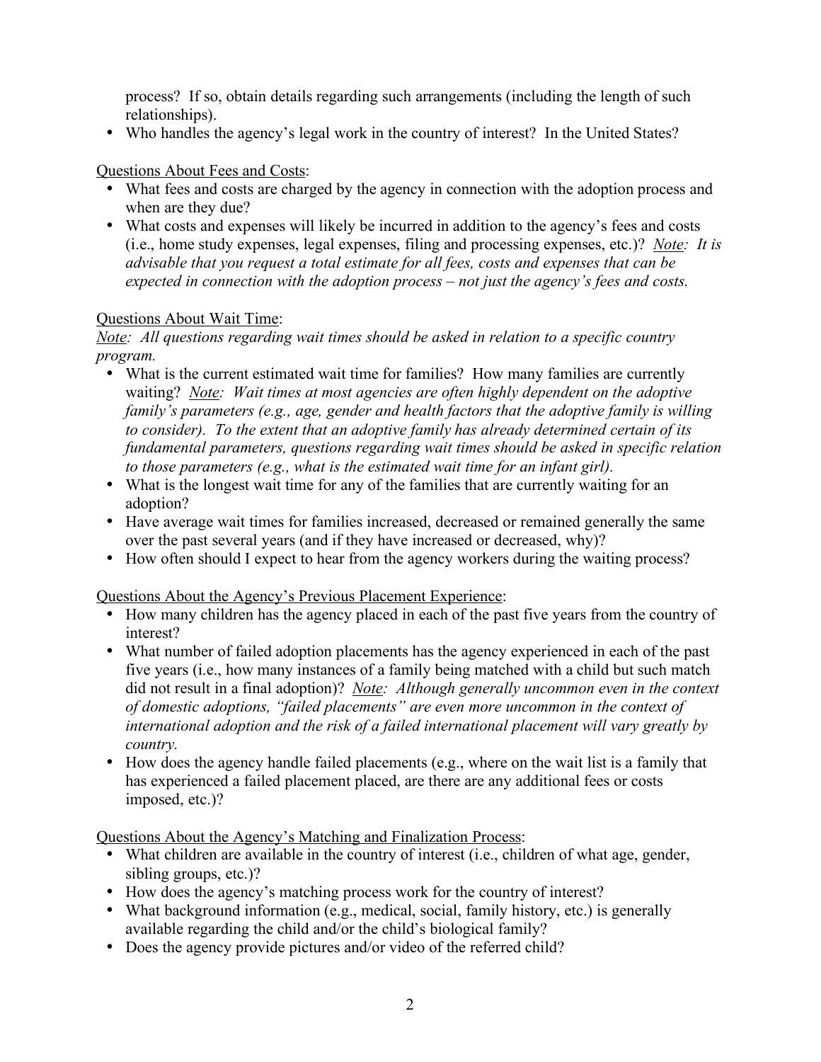process? If so, obtain details regarding such arrangements (including the length of such relationships).

- Who handles the agency's legal work in the country of interest? In the United States?

<u>Questions About Fees and Costs</u>:

- What fees and costs are charged by the agency in connection with the adoption process and when are they due?
- What costs and expenses will likely be incurred in addition to the agency's fees and costs (i.e., home study expenses, legal expenses, filing and processing expenses, etc.)? *<u>Note</u>: It is advisable that you request a total estimate for all fees, costs and expenses that can be expected in connection with the adoption process – not just the agency's fees and costs.*

<u>Questions About Wait Time</u>:

*<u>Note</u>: All questions regarding wait times should be asked in relation to a specific country program.*

- What is the current estimated wait time for families? How many families are currently waiting? *<u>Note</u>: Wait times at most agencies are often highly dependent on the adoptive family's parameters (e.g., age, gender and health factors that the adoptive family is willing to consider). To the extent that an adoptive family has already determined certain of its fundamental parameters, questions regarding wait times should be asked in specific relation to those parameters (e.g., what is the estimated wait time for an infant girl).*
- What is the longest wait time for any of the families that are currently waiting for an adoption?
- Have average wait times for families increased, decreased or remained generally the same over the past several years (and if they have increased or decreased, why)?
- How often should I expect to hear from the agency workers during the waiting process?

<u>Questions About the Agency's Previous Placement Experience</u>:

- How many children has the agency placed in each of the past five years from the country of interest?
- What number of failed adoption placements has the agency experienced in each of the past five years (i.e., how many instances of a family being matched with a child but such match did not result in a final adoption)? *<u>Note</u>: Although generally uncommon even in the context of domestic adoptions, "failed placements" are even more uncommon in the context of international adoption and the risk of a failed international placement will vary greatly by country.*
- How does the agency handle failed placements (e.g., where on the wait list is a family that has experienced a failed placement placed, are there are any additional fees or costs imposed, etc.)?

<u>Questions About the Agency's Matching and Finalization Process</u>:

- What children are available in the country of interest (i.e., children of what age, gender, sibling groups, etc.)?
- How does the agency's matching process work for the country of interest?
- What background information (e.g., medical, social, family history, etc.) is generally available regarding the child and/or the child's biological family?
- Does the agency provide pictures and/or video of the referred child?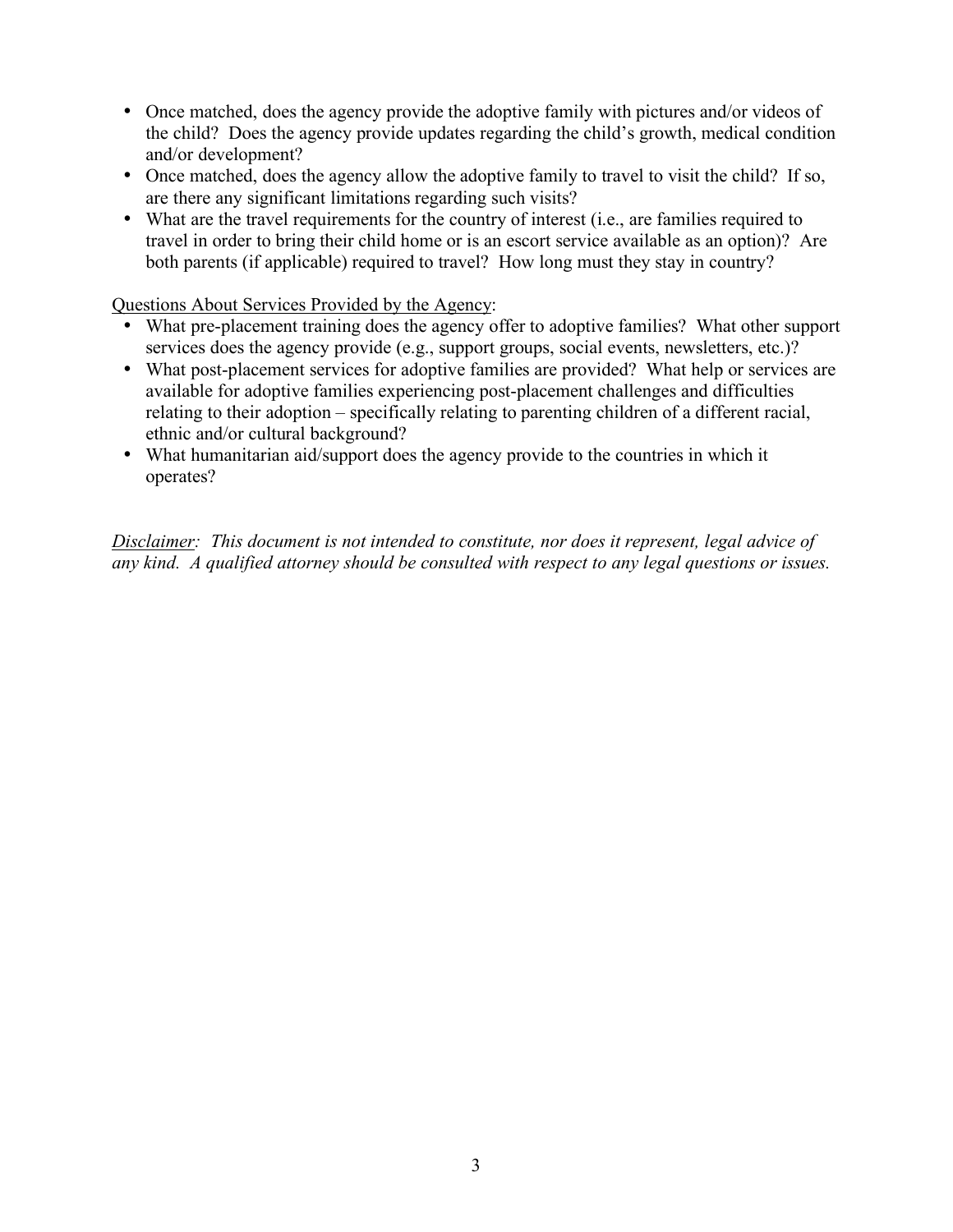- Once matched, does the agency provide the adoptive family with pictures and/or videos of the child? Does the agency provide updates regarding the child's growth, medical condition and/or development?
- Once matched, does the agency allow the adoptive family to travel to visit the child? If so, are there any significant limitations regarding such visits?
- What are the travel requirements for the country of interest (i.e., are families required to travel in order to bring their child home or is an escort service available as an option)? Are both parents (if applicable) required to travel? How long must they stay in country?

<u>Questions About Services Provided by the Agency</u>:

- What pre-placement training does the agency offer to adoptive families? What other support services does the agency provide (e.g., support groups, social events, newsletters, etc.)?
- What post-placement services for adoptive families are provided? What help or services are available for adoptive families experiencing post-placement challenges and difficulties relating to their adoption – specifically relating to parenting children of a different racial, ethnic and/or cultural background?
- What humanitarian aid/support does the agency provide to the countries in which it operates?

*<u>Disclaimer</u>: This document is not intended to constitute, nor does it represent, legal advice of any kind. A qualified attorney should be consulted with respect to any legal questions or issues.*